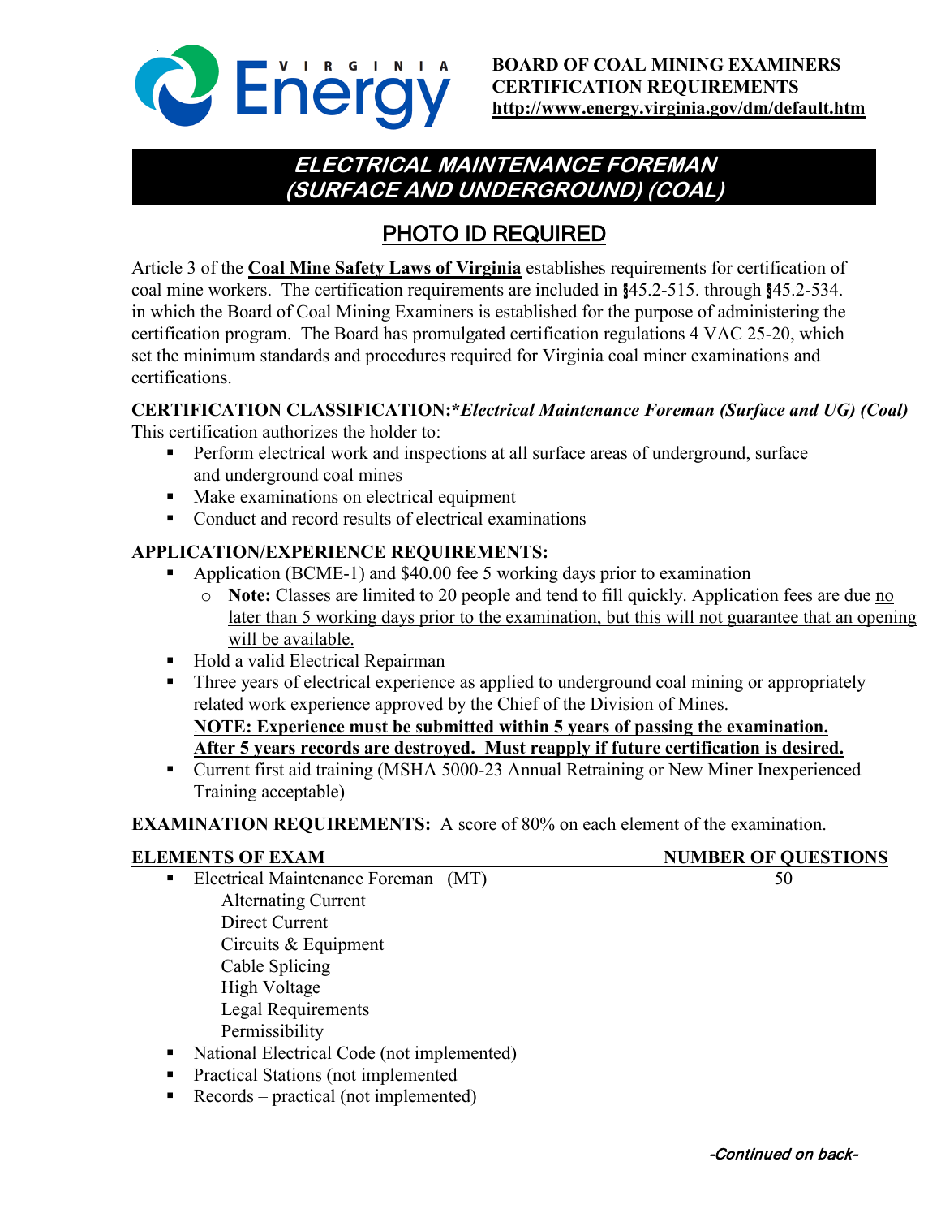**BOARD OF COAL MINING EXAMINERS**
**CERTIFICATION REQUIREMENTS**
**http://www.energy.virginia.gov/dm/default.htm**

# *ELECTRICAL MAINTENANCE FOREMAN (SURFACE AND UNDERGROUND) (COAL)*

## PHOTO ID REQUIRED

Article 3 of the **Coal Mine Safety Laws of Virginia** establishes requirements for certification of coal mine workers. The certification requirements are included in §45.2-515. through §45.2-534. in which the Board of Coal Mining Examiners is established for the purpose of administering the certification program. The Board has promulgated certification regulations 4 VAC 25-20, which set the minimum standards and procedures required for Virginia coal miner examinations and certifications.

**CERTIFICATION CLASSIFICATION:****Electrical Maintenance Foreman (Surface and UG) (Coal)*

This certification authorizes the holder to:

- Perform electrical work and inspections at all surface areas of underground, surface and underground coal mines
- Make examinations on electrical equipment
- Conduct and record results of electrical examinations

**APPLICATION/EXPERIENCE REQUIREMENTS:**

- Application (BCME-1) and $40.00 fee 5 working days prior to examination
  - **Note:** Classes are limited to 20 people and tend to fill quickly. Application fees are due no later than 5 working days prior to the examination, but this will not guarantee that an opening will be available.
- Hold a valid Electrical Repairman
- Three years of electrical experience as applied to underground coal mining or appropriately related work experience approved by the Chief of the Division of Mines.
  **NOTE: Experience must be submitted within 5 years of passing the examination. After 5 years records are destroyed. Must reapply if future certification is desired.**
- Current first aid training (MSHA 5000-23 Annual Retraining or New Miner Inexperienced Training acceptable)

**EXAMINATION REQUIREMENTS:** A score of 80% on each element of the examination.

| ELEMENTS OF EXAM | NUMBER OF QUESTIONS |
|---|---|
| Electrical Maintenance Foreman (MT) | 50 |
| Alternating Current | |
| Direct Current | |
| Circuits & Equipment | |
| Cable Splicing | |
| High Voltage | |
| Legal Requirements | |
| Permissibility | |
| National Electrical Code (not implemented) | |
| Practical Stations (not implemented) | |
| Records – practical (not implemented) | |

*-Continued on back-*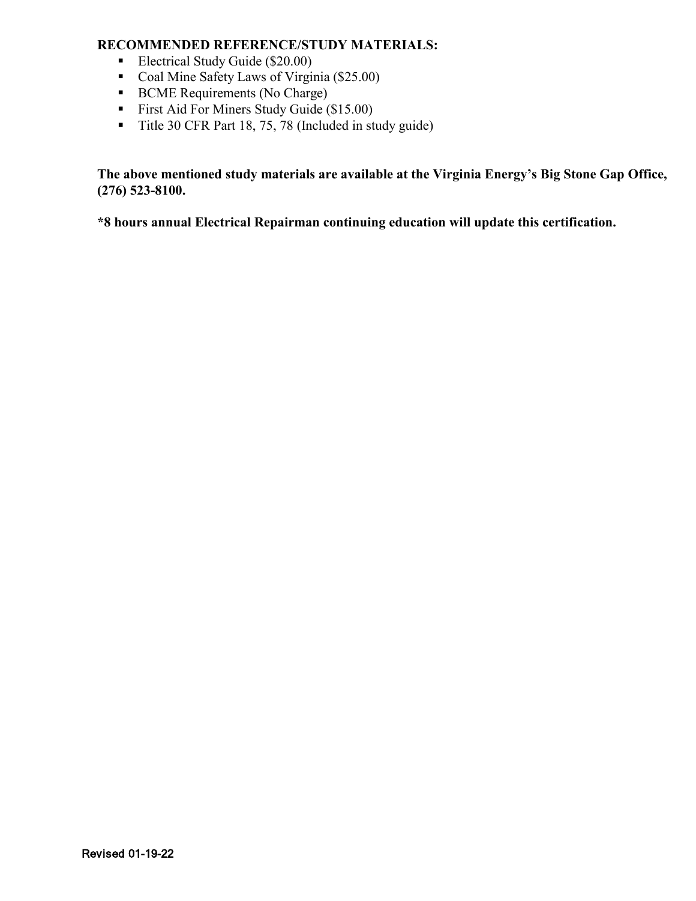**RECOMMENDED REFERENCE/STUDY MATERIALS:**

- Electrical Study Guide ($20.00)
- Coal Mine Safety Laws of Virginia ($25.00)
- BCME Requirements (No Charge)
- First Aid For Miners Study Guide ($15.00)
- Title 30 CFR Part 18, 75, 78 (Included in study guide)

**The above mentioned study materials are available at the Virginia Energy's Big Stone Gap Office, (276) 523-8100.**

**\*8 hours annual Electrical Repairman continuing education will update this certification.**

Revised 01-19-22